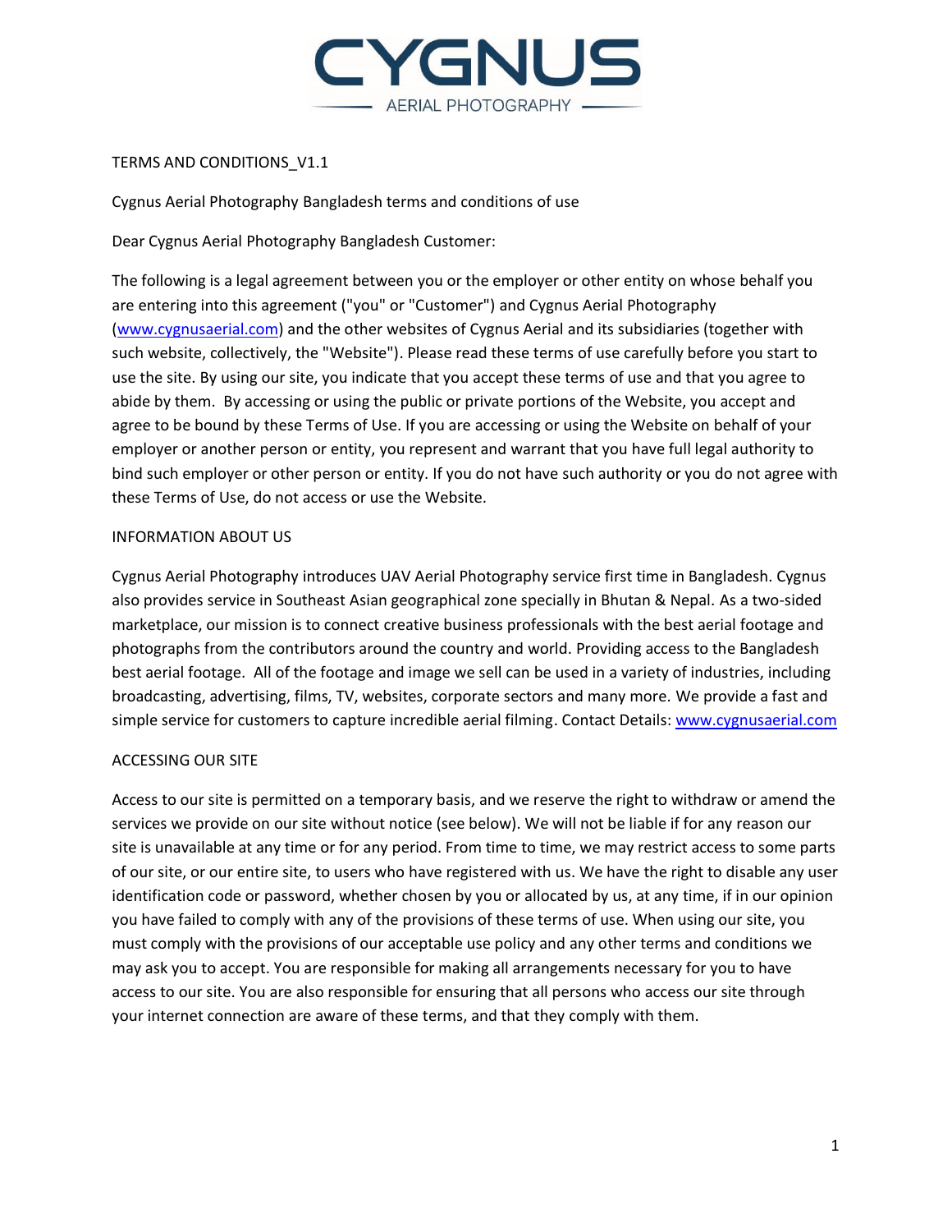# CYGNUS

AERIAL PHOTOGRAPHY

TERMS AND CONDITIONS_V1.1

Cygnus Aerial Photography Bangladesh terms and conditions of use

Dear Cygnus Aerial Photography Bangladesh Customer:

The following is a legal agreement between you or the employer or other entity on whose behalf you are entering into this agreement ("you" or "Customer") and Cygnus Aerial Photography (www.cygnusaerial.com) and the other websites of Cygnus Aerial and its subsidiaries (together with such website, collectively, the "Website"). Please read these terms of use carefully before you start to use the site. By using our site, you indicate that you accept these terms of use and that you agree to abide by them. By accessing or using the public or private portions of the Website, you accept and agree to be bound by these Terms of Use. If you are accessing or using the Website on behalf of your employer or another person or entity, you represent and warrant that you have full legal authority to bind such employer or other person or entity. If you do not have such authority or you do not agree with these Terms of Use, do not access or use the Website.

## INFORMATION ABOUT US

Cygnus Aerial Photography introduces UAV Aerial Photography service first time in Bangladesh. Cygnus also provides service in Southeast Asian geographical zone specially in Bhutan & Nepal. As a two-sided marketplace, our mission is to connect creative business professionals with the best aerial footage and photographs from the contributors around the country and world. Providing access to the Bangladesh best aerial footage. All of the footage and image we sell can be used in a variety of industries, including broadcasting, advertising, films, TV, websites, corporate sectors and many more. We provide a fast and simple service for customers to capture incredible aerial filming. Contact Details: www.cygnusaerial.com

## ACCESSING OUR SITE

Access to our site is permitted on a temporary basis, and we reserve the right to withdraw or amend the services we provide on our site without notice (see below). We will not be liable if for any reason our site is unavailable at any time or for any period. From time to time, we may restrict access to some parts of our site, or our entire site, to users who have registered with us. We have the right to disable any user identification code or password, whether chosen by you or allocated by us, at any time, if in our opinion you have failed to comply with any of the provisions of these terms of use. When using our site, you must comply with the provisions of our acceptable use policy and any other terms and conditions we may ask you to accept. You are responsible for making all arrangements necessary for you to have access to our site. You are also responsible for ensuring that all persons who access our site through your internet connection are aware of these terms, and that they comply with them.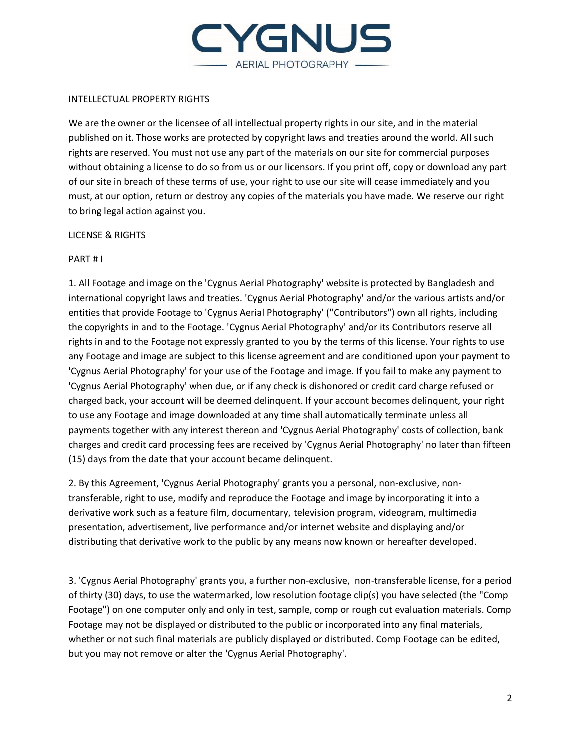INTELLECTUAL PROPERTY RIGHTS

We are the owner or the licensee of all intellectual property rights in our site, and in the material published on it. Those works are protected by copyright laws and treaties around the world. All such rights are reserved. You must not use any part of the materials on our site for commercial purposes without obtaining a license to do so from us or our licensors. If you print off, copy or download any part of our site in breach of these terms of use, your right to use our site will cease immediately and you must, at our option, return or destroy any copies of the materials you have made. We reserve our right to bring legal action against you.

LICENSE & RIGHTS

PART # I

1. All Footage and image on the 'Cygnus Aerial Photography' website is protected by Bangladesh and international copyright laws and treaties. 'Cygnus Aerial Photography' and/or the various artists and/or entities that provide Footage to 'Cygnus Aerial Photography' ("Contributors") own all rights, including the copyrights in and to the Footage. 'Cygnus Aerial Photography' and/or its Contributors reserve all rights in and to the Footage not expressly granted to you by the terms of this license. Your rights to use any Footage and image are subject to this license agreement and are conditioned upon your payment to 'Cygnus Aerial Photography' for your use of the Footage and image. If you fail to make any payment to 'Cygnus Aerial Photography' when due, or if any check is dishonored or credit card charge refused or charged back, your account will be deemed delinquent. If your account becomes delinquent, your right to use any Footage and image downloaded at any time shall automatically terminate unless all payments together with any interest thereon and 'Cygnus Aerial Photography' costs of collection, bank charges and credit card processing fees are received by 'Cygnus Aerial Photography' no later than fifteen (15) days from the date that your account became delinquent.

2. By this Agreement, 'Cygnus Aerial Photography' grants you a personal, non-exclusive, non-transferable, right to use, modify and reproduce the Footage and image by incorporating it into a derivative work such as a feature film, documentary, television program, videogram, multimedia presentation, advertisement, live performance and/or internet website and displaying and/or distributing that derivative work to the public by any means now known or hereafter developed.

3. 'Cygnus Aerial Photography' grants you, a further non-exclusive, non-transferable license, for a period of thirty (30) days, to use the watermarked, low resolution footage clip(s) you have selected (the "Comp Footage") on one computer only and only in test, sample, comp or rough cut evaluation materials. Comp Footage may not be displayed or distributed to the public or incorporated into any final materials, whether or not such final materials are publicly displayed or distributed. Comp Footage can be edited, but you may not remove or alter the 'Cygnus Aerial Photography'.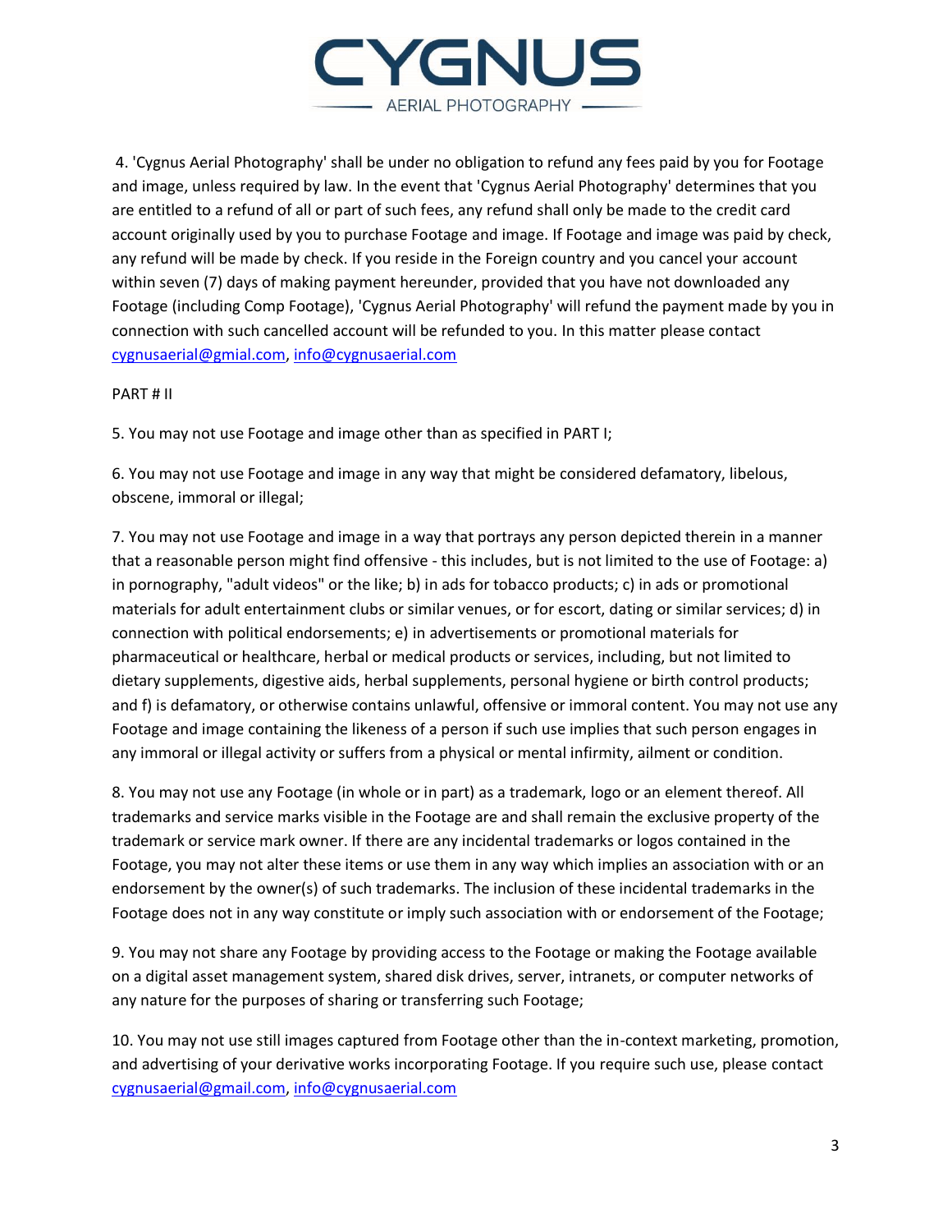4. 'Cygnus Aerial Photography' shall be under no obligation to refund any fees paid by you for Footage and image, unless required by law. In the event that 'Cygnus Aerial Photography' determines that you are entitled to a refund of all or part of such fees, any refund shall only be made to the credit card account originally used by you to purchase Footage and image. If Footage and image was paid by check, any refund will be made by check. If you reside in the Foreign country and you cancel your account within seven (7) days of making payment hereunder, provided that you have not downloaded any Footage (including Comp Footage), 'Cygnus Aerial Photography' will refund the payment made by you in connection with such cancelled account will be refunded to you. In this matter please contact cygnusaerial@gmial.com, info@cygnusaerial.com

PART # II

5. You may not use Footage and image other than as specified in PART I;

6. You may not use Footage and image in any way that might be considered defamatory, libelous, obscene, immoral or illegal;

7. You may not use Footage and image in a way that portrays any person depicted therein in a manner that a reasonable person might find offensive - this includes, but is not limited to the use of Footage: a) in pornography, "adult videos" or the like; b) in ads for tobacco products; c) in ads or promotional materials for adult entertainment clubs or similar venues, or for escort, dating or similar services; d) in connection with political endorsements; e) in advertisements or promotional materials for pharmaceutical or healthcare, herbal or medical products or services, including, but not limited to dietary supplements, digestive aids, herbal supplements, personal hygiene or birth control products; and f) is defamatory, or otherwise contains unlawful, offensive or immoral content. You may not use any Footage and image containing the likeness of a person if such use implies that such person engages in any immoral or illegal activity or suffers from a physical or mental infirmity, ailment or condition.

8. You may not use any Footage (in whole or in part) as a trademark, logo or an element thereof. All trademarks and service marks visible in the Footage are and shall remain the exclusive property of the trademark or service mark owner. If there are any incidental trademarks or logos contained in the Footage, you may not alter these items or use them in any way which implies an association with or an endorsement by the owner(s) of such trademarks. The inclusion of these incidental trademarks in the Footage does not in any way constitute or imply such association with or endorsement of the Footage;

9. You may not share any Footage by providing access to the Footage or making the Footage available on a digital asset management system, shared disk drives, server, intranets, or computer networks of any nature for the purposes of sharing or transferring such Footage;

10. You may not use still images captured from Footage other than the in-context marketing, promotion, and advertising of your derivative works incorporating Footage. If you require such use, please contact cygnusaerial@gmail.com, info@cygnusaerial.com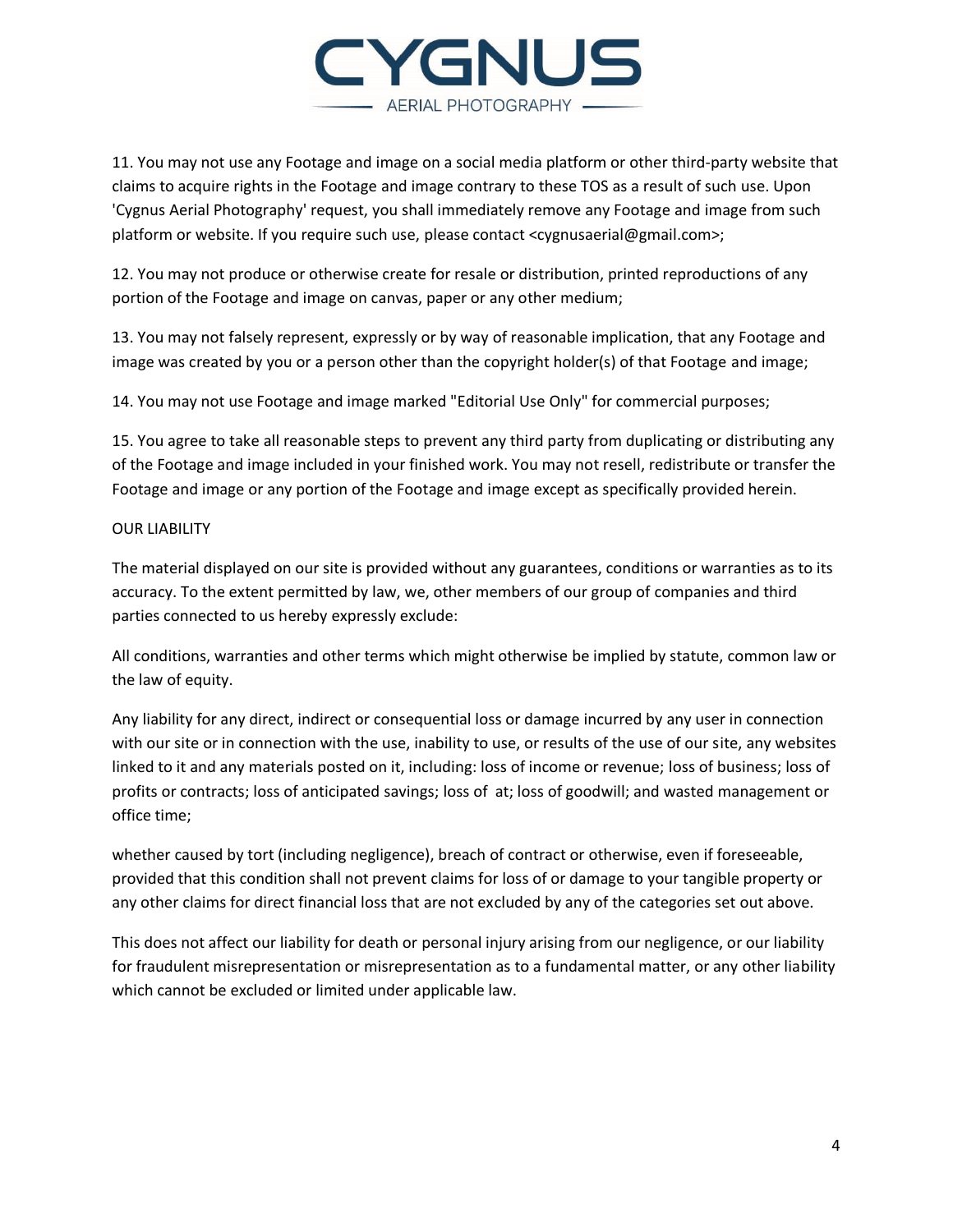11. You may not use any Footage and image on a social media platform or other third-party website that claims to acquire rights in the Footage and image contrary to these TOS as a result of such use. Upon 'Cygnus Aerial Photography' request, you shall immediately remove any Footage and image from such platform or website. If you require such use, please contact <cygnusaerial@gmail.com>;

12. You may not produce or otherwise create for resale or distribution, printed reproductions of any portion of the Footage and image on canvas, paper or any other medium;

13. You may not falsely represent, expressly or by way of reasonable implication, that any Footage and image was created by you or a person other than the copyright holder(s) of that Footage and image;

14. You may not use Footage and image marked "Editorial Use Only" for commercial purposes;

15. You agree to take all reasonable steps to prevent any third party from duplicating or distributing any of the Footage and image included in your finished work. You may not resell, redistribute or transfer the Footage and image or any portion of the Footage and image except as specifically provided herein.

OUR LIABILITY

The material displayed on our site is provided without any guarantees, conditions or warranties as to its accuracy. To the extent permitted by law, we, other members of our group of companies and third parties connected to us hereby expressly exclude:

All conditions, warranties and other terms which might otherwise be implied by statute, common law or the law of equity.

Any liability for any direct, indirect or consequential loss or damage incurred by any user in connection with our site or in connection with the use, inability to use, or results of the use of our site, any websites linked to it and any materials posted on it, including: loss of income or revenue; loss of business; loss of profits or contracts; loss of anticipated savings; loss of  at; loss of goodwill; and wasted management or office time;

whether caused by tort (including negligence), breach of contract or otherwise, even if foreseeable, provided that this condition shall not prevent claims for loss of or damage to your tangible property or any other claims for direct financial loss that are not excluded by any of the categories set out above.

This does not affect our liability for death or personal injury arising from our negligence, or our liability for fraudulent misrepresentation or misrepresentation as to a fundamental matter, or any other liability which cannot be excluded or limited under applicable law.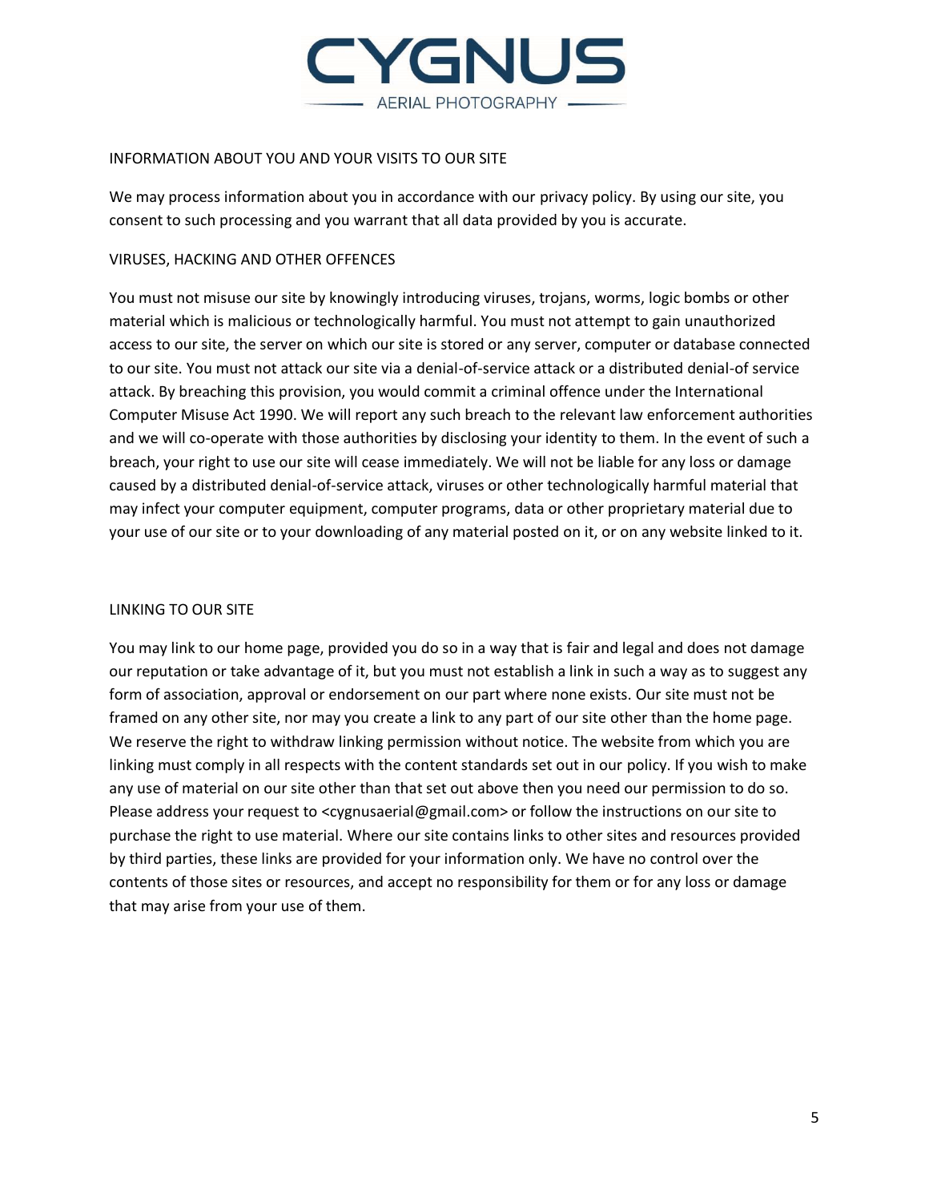## INFORMATION ABOUT YOU AND YOUR VISITS TO OUR SITE

We may process information about you in accordance with our privacy policy. By using our site, you consent to such processing and you warrant that all data provided by you is accurate.

## VIRUSES, HACKING AND OTHER OFFENCES

You must not misuse our site by knowingly introducing viruses, trojans, worms, logic bombs or other material which is malicious or technologically harmful. You must not attempt to gain unauthorized access to our site, the server on which our site is stored or any server, computer or database connected to our site. You must not attack our site via a denial-of-service attack or a distributed denial-of service attack. By breaching this provision, you would commit a criminal offence under the International Computer Misuse Act 1990. We will report any such breach to the relevant law enforcement authorities and we will co-operate with those authorities by disclosing your identity to them. In the event of such a breach, your right to use our site will cease immediately. We will not be liable for any loss or damage caused by a distributed denial-of-service attack, viruses or other technologically harmful material that may infect your computer equipment, computer programs, data or other proprietary material due to your use of our site or to your downloading of any material posted on it, or on any website linked to it.

## LINKING TO OUR SITE

You may link to our home page, provided you do so in a way that is fair and legal and does not damage our reputation or take advantage of it, but you must not establish a link in such a way as to suggest any form of association, approval or endorsement on our part where none exists. Our site must not be framed on any other site, nor may you create a link to any part of our site other than the home page. We reserve the right to withdraw linking permission without notice. The website from which you are linking must comply in all respects with the content standards set out in our policy. If you wish to make any use of material on our site other than that set out above then you need our permission to do so. Please address your request to <cygnusaerial@gmail.com> or follow the instructions on our site to purchase the right to use material. Where our site contains links to other sites and resources provided by third parties, these links are provided for your information only. We have no control over the contents of those sites or resources, and accept no responsibility for them or for any loss or damage that may arise from your use of them.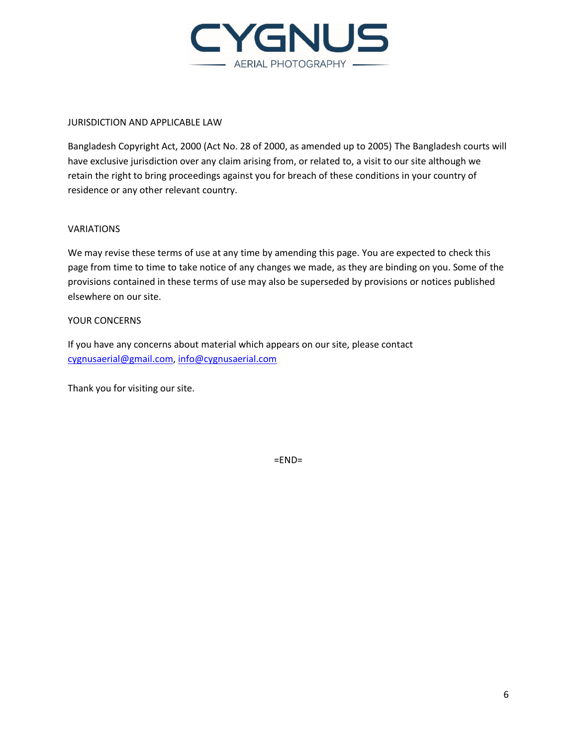# CYGNUS

AERIAL PHOTOGRAPHY

## JURISDICTION AND APPLICABLE LAW

Bangladesh Copyright Act, 2000 (Act No. 28 of 2000, as amended up to 2005) The Bangladesh courts will have exclusive jurisdiction over any claim arising from, or related to, a visit to our site although we retain the right to bring proceedings against you for breach of these conditions in your country of residence or any other relevant country.

## VARIATIONS

We may revise these terms of use at any time by amending this page. You are expected to check this page from time to time to take notice of any changes we made, as they are binding on you. Some of the provisions contained in these terms of use may also be superseded by provisions or notices published elsewhere on our site.

## YOUR CONCERNS

If you have any concerns about material which appears on our site, please contact cygnusaerial@gmail.com, info@cygnusaerial.com

Thank you for visiting our site.

=END=